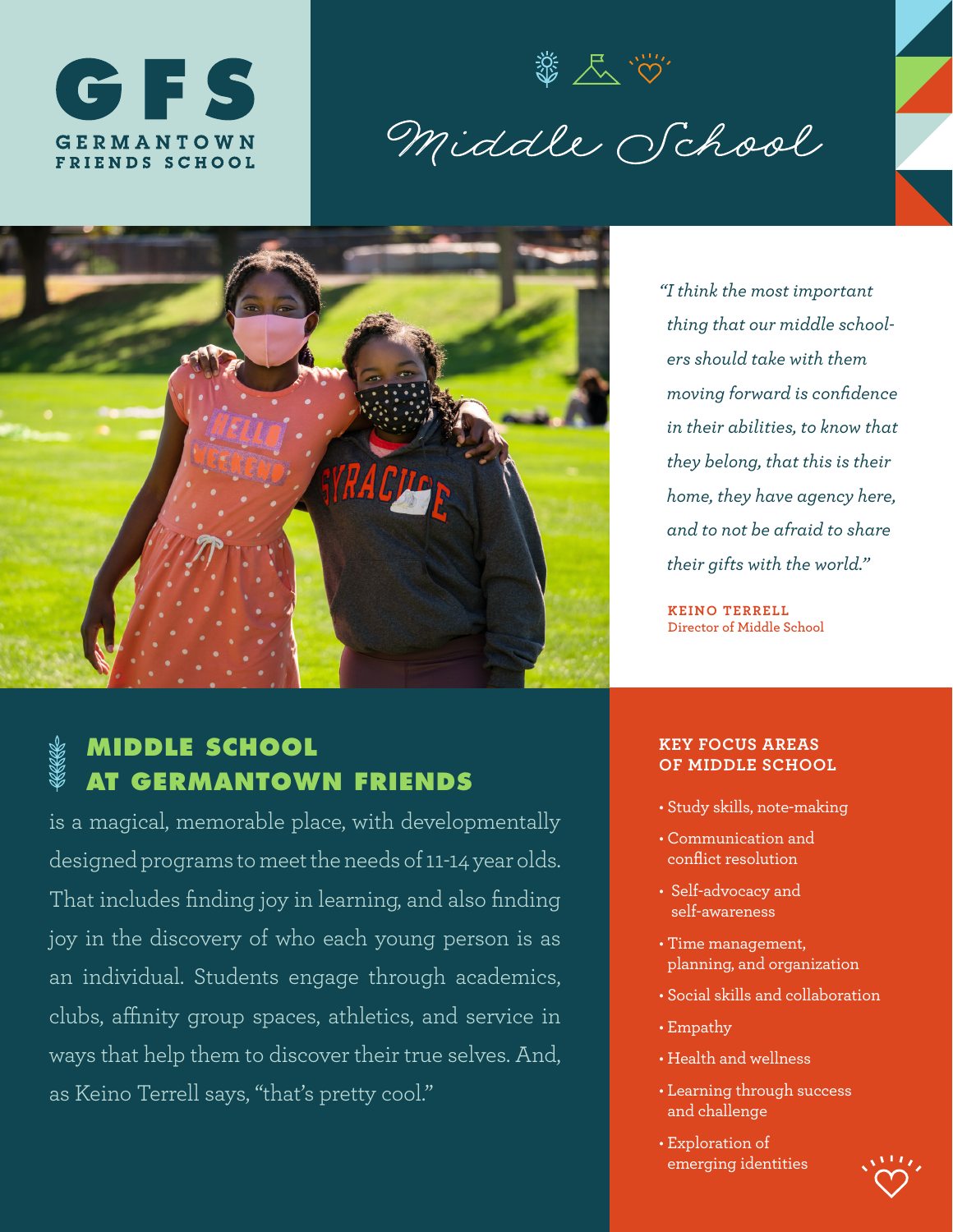# GFS

GERMANTOWN FRIENDS SCHOOL

# Middle School

*"I think the most important thing that our middle schoolers should take with them moving forward is confidence in their abilities, to know that they belong, that this is their home, they have agency here, and to not be afraid to share their gifts with the world."*

**KEINO TERRELL**
Director of Middle School

## MIDDLE SCHOOL AT GERMANTOWN FRIENDS

is a magical, memorable place, with developmentally designed programs to meet the needs of 11-14 year olds. That includes finding joy in learning, and also finding joy in the discovery of who each young person is as an individual. Students engage through academics, clubs, affinity group spaces, athletics, and service in ways that help them to discover their true selves. And, as Keino Terrell says, "that's pretty cool."

### KEY FOCUS AREAS OF MIDDLE SCHOOL

- Study skills, note-making
- Communication and conflict resolution
- Self-advocacy and self-awareness
- Time management, planning, and organization
- Social skills and collaboration
- Empathy
- Health and wellness
- Learning through success and challenge
- Exploration of emerging identities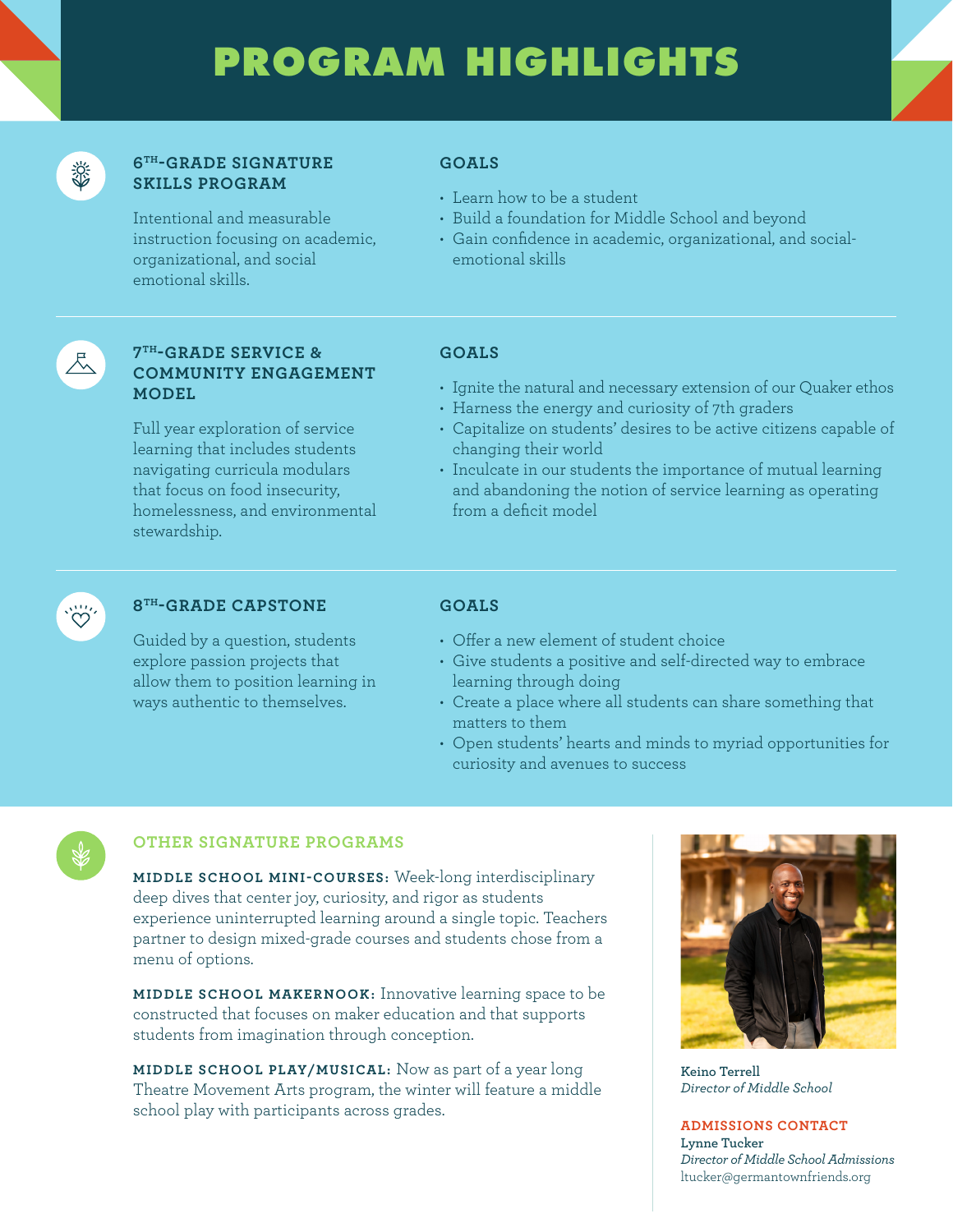# PROGRAM HIGHLIGHTS

### 6TH-GRADE SIGNATURE SKILLS PROGRAM

Intentional and measurable instruction focusing on academic, organizational, and social emotional skills.

**GOALS**

- Learn how to be a student
- Build a foundation for Middle School and beyond
- Gain confidence in academic, organizational, and social-emotional skills

### 7TH-GRADE SERVICE & COMMUNITY ENGAGEMENT MODEL

Full year exploration of service learning that includes students navigating curricula modulars that focus on food insecurity, homelessness, and environmental stewardship.

**GOALS**

- Ignite the natural and necessary extension of our Quaker ethos
- Harness the energy and curiosity of 7th graders
- Capitalize on students' desires to be active citizens capable of changing their world
- Inculcate in our students the importance of mutual learning and abandoning the notion of service learning as operating from a deficit model

### 8TH-GRADE CAPSTONE

Guided by a question, students explore passion projects that allow them to position learning in ways authentic to themselves.

**GOALS**

- Offer a new element of student choice
- Give students a positive and self-directed way to embrace learning through doing
- Create a place where all students can share something that matters to them
- Open students' hearts and minds to myriad opportunities for curiosity and avenues to success

### OTHER SIGNATURE PROGRAMS

**MIDDLE SCHOOL MINI-COURSES:** Week-long interdisciplinary deep dives that center joy, curiosity, and rigor as students experience uninterrupted learning around a single topic. Teachers partner to design mixed-grade courses and students chose from a menu of options.

**MIDDLE SCHOOL MAKERNOOK:** Innovative learning space to be constructed that focuses on maker education and that supports students from imagination through conception.

**MIDDLE SCHOOL PLAY/MUSICAL:** Now as part of a year long Theatre Movement Arts program, the winter will feature a middle school play with participants across grades.

**Keino Terrell**
*Director of Middle School*

**ADMISSIONS CONTACT**
**Lynne Tucker**
*Director of Middle School Admissions*
ltucker@germantownfriends.org